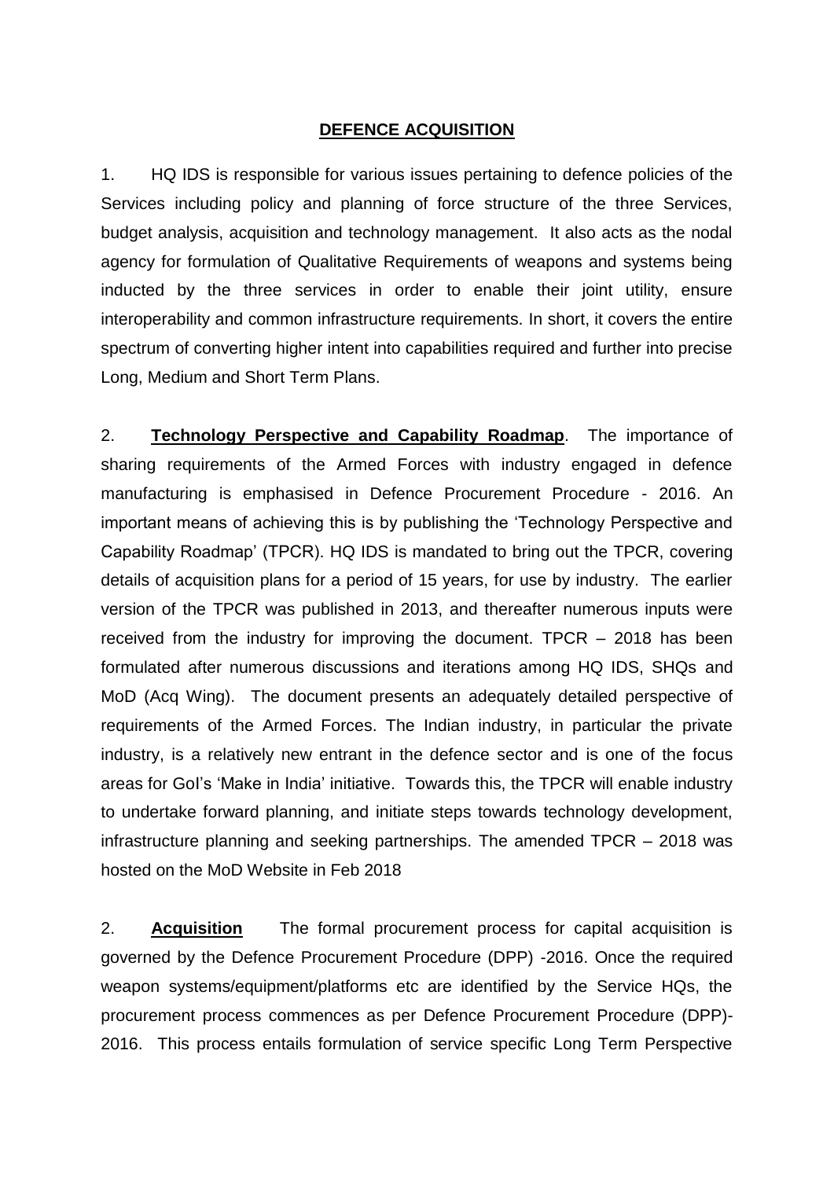# **DEFENCE ACQUISITION**

1. HQ IDS is responsible for various issues pertaining to defence policies of the Services including policy and planning of force structure of the three Services, budget analysis, acquisition and technology management. It also acts as the nodal agency for formulation of Qualitative Requirements of weapons and systems being inducted by the three services in order to enable their joint utility, ensure interoperability and common infrastructure requirements. In short, it covers the entire spectrum of converting higher intent into capabilities required and further into precise Long, Medium and Short Term Plans.

2. **Technology Perspective and Capability Roadmap**. The importance of sharing requirements of the Armed Forces with industry engaged in defence manufacturing is emphasised in Defence Procurement Procedure - 2016. An important means of achieving this is by publishing the 'Technology Perspective and Capability Roadmap' (TPCR). HQ IDS is mandated to bring out the TPCR, covering details of acquisition plans for a period of 15 years, for use by industry. The earlier version of the TPCR was published in 2013, and thereafter numerous inputs were received from the industry for improving the document. TPCR – 2018 has been formulated after numerous discussions and iterations among HQ IDS, SHQs and MoD (Acq Wing). The document presents an adequately detailed perspective of requirements of the Armed Forces. The Indian industry, in particular the private industry, is a relatively new entrant in the defence sector and is one of the focus areas for GoI's 'Make in India' initiative. Towards this, the TPCR will enable industry to undertake forward planning, and initiate steps towards technology development, infrastructure planning and seeking partnerships. The amended TPCR – 2018 was hosted on the MoD Website in Feb 2018

2. **Acquisition** The formal procurement process for capital acquisition is governed by the Defence Procurement Procedure (DPP) -2016. Once the required weapon systems/equipment/platforms etc are identified by the Service HQs, the procurement process commences as per Defence Procurement Procedure (DPP)-2016. This process entails formulation of service specific Long Term Perspective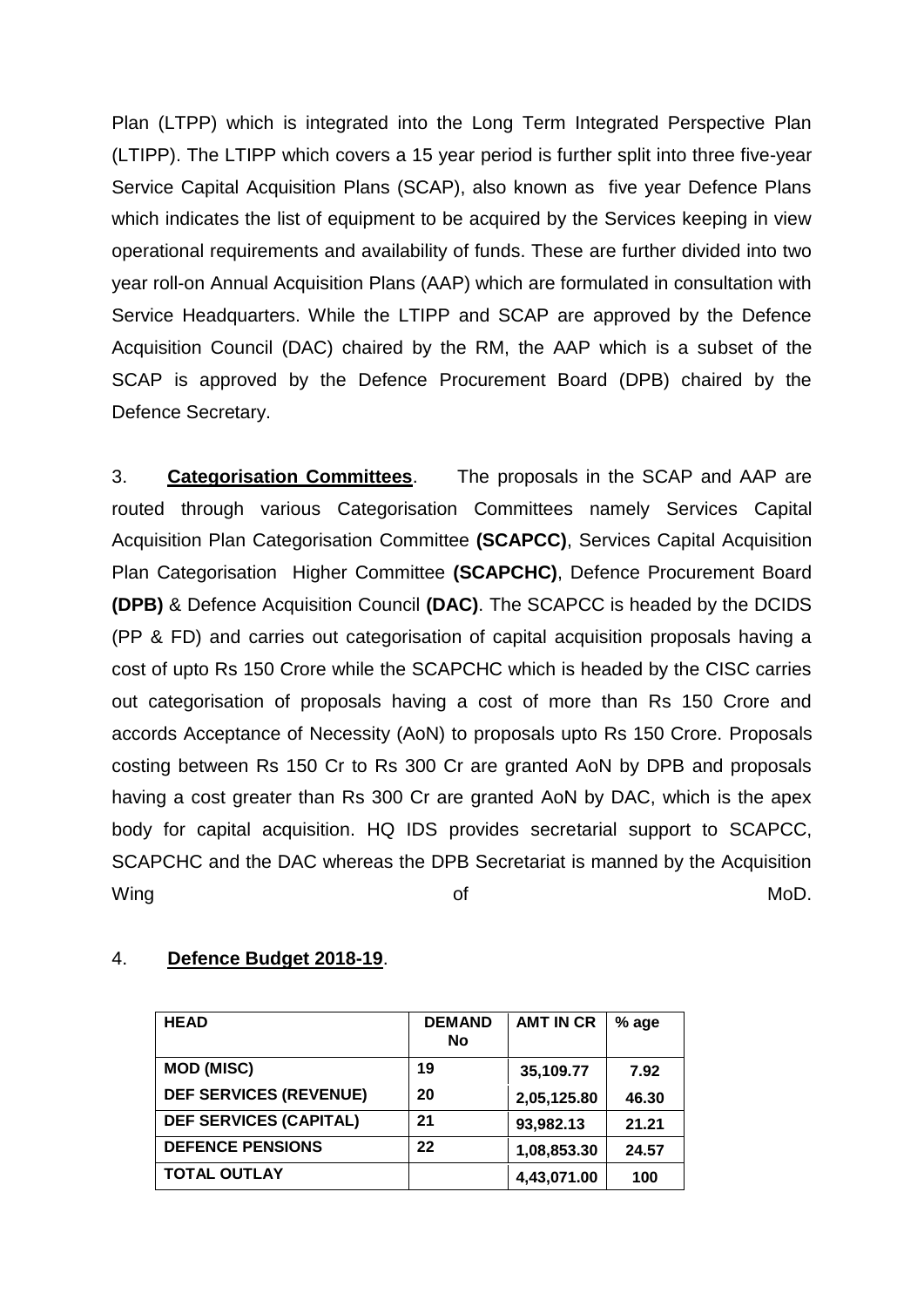Plan (LTPP) which is integrated into the Long Term Integrated Perspective Plan (LTIPP). The LTIPP which covers a 15 year period is further split into three five-year Service Capital Acquisition Plans (SCAP), also known as five year Defence Plans which indicates the list of equipment to be acquired by the Services keeping in view operational requirements and availability of funds. These are further divided into two year roll-on Annual Acquisition Plans (AAP) which are formulated in consultation with Service Headquarters. While the LTIPP and SCAP are approved by the Defence Acquisition Council (DAC) chaired by the RM, the AAP which is a subset of the SCAP is approved by the Defence Procurement Board (DPB) chaired by the Defence Secretary.

3. **Categorisation Committees**. The proposals in the SCAP and AAP are routed through various Categorisation Committees namely Services Capital Acquisition Plan Categorisation Committee **(SCAPCC)**, Services Capital Acquisition Plan Categorisation Higher Committee **(SCAPCHC)**, Defence Procurement Board **(DPB)** & Defence Acquisition Council **(DAC)**. The SCAPCC is headed by the DCIDS (PP & FD) and carries out categorisation of capital acquisition proposals having a cost of upto Rs 150 Crore while the SCAPCHC which is headed by the CISC carries out categorisation of proposals having a cost of more than Rs 150 Crore and accords Acceptance of Necessity (AoN) to proposals upto Rs 150 Crore. Proposals costing between Rs 150 Cr to Rs 300 Cr are granted AoN by DPB and proposals having a cost greater than Rs 300 Cr are granted AoN by DAC, which is the apex body for capital acquisition. HQ IDS provides secretarial support to SCAPCC, SCAPCHC and the DAC whereas the DPB Secretariat is manned by the Acquisition Wing of MoD.

4. **Defence Budget 2018-19**.

| HEAD | DEMAND No | AMT IN CR | % age |
|---|---|---|---|
| MOD (MISC) | 19 | 35,109.77 | 7.92 |
| DEF SERVICES (REVENUE) | 20 | 2,05,125.80 | 46.30 |
| DEF SERVICES (CAPITAL) | 21 | 93,982.13 | 21.21 |
| DEFENCE PENSIONS | 22 | 1,08,853.30 | 24.57 |
| TOTAL OUTLAY | | 4,43,071.00 | 100 |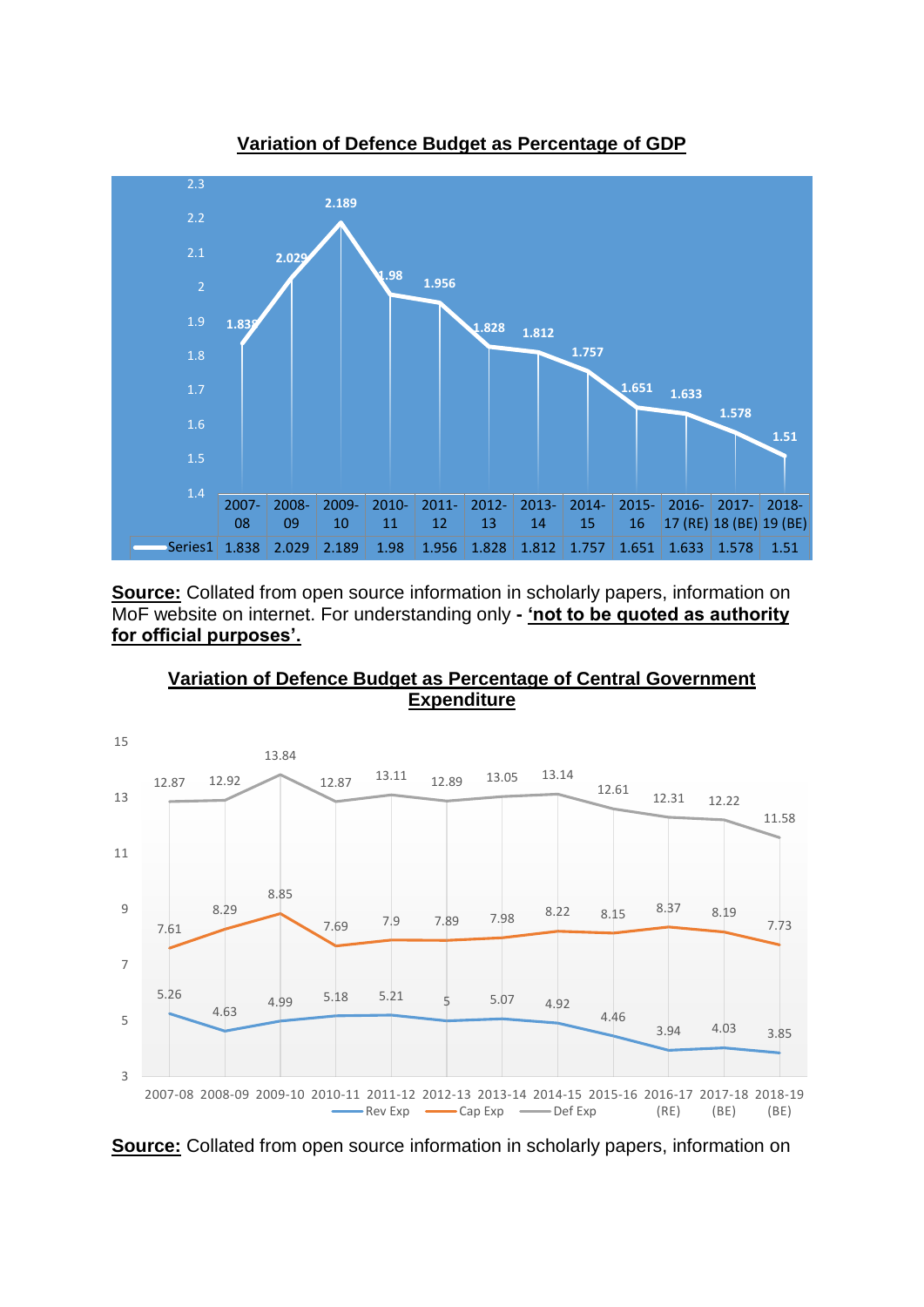**Variation of Defence Budget as Percentage of GDP**

| | 2007-08 | 2008-09 | 2009-10 | 2010-11 | 2011-12 | 2012-13 | 2013-14 | 2014-15 | 2015-16 | 2016-17 (RE) | 2017-18 (BE) | 2018-19 (BE) |
|---|---|---|---|---|---|---|---|---|---|---|---|---|
| Series1 | 1.838 | 2.029 | 2.189 | 1.98 | 1.956 | 1.828 | 1.812 | 1.757 | 1.651 | 1.633 | 1.578 | 1.51 |

**Source:** Collated from open source information in scholarly papers, information on MoF website on internet. For understanding only - **'not to be quoted as authority for official purposes'.**

**Variation of Defence Budget as Percentage of Central Government Expenditure**

| | 2007-08 | 2008-09 | 2009-10 | 2010-11 | 2011-12 | 2012-13 | 2013-14 | 2014-15 | 2015-16 | 2016-17 (RE) | 2017-18 (BE) | 2018-19 (BE) |
|---|---|---|---|---|---|---|---|---|---|---|---|---|
| Rev Exp | 5.26 | 4.63 | 4.99 | 5.18 | 5.21 | 5 | 5.07 | 4.92 | 4.46 | 3.94 | 4.03 | 3.85 |
| Cap Exp | 7.61 | 8.29 | 8.85 | 7.69 | 7.9 | 7.89 | 7.98 | 8.22 | 8.15 | 8.37 | 8.19 | 7.73 |
| Def Exp | 12.87 | 12.92 | 13.84 | 12.87 | 13.11 | 12.89 | 13.05 | 13.14 | 12.61 | 12.31 | 12.22 | 11.58 |

**Source:** Collated from open source information in scholarly papers, information on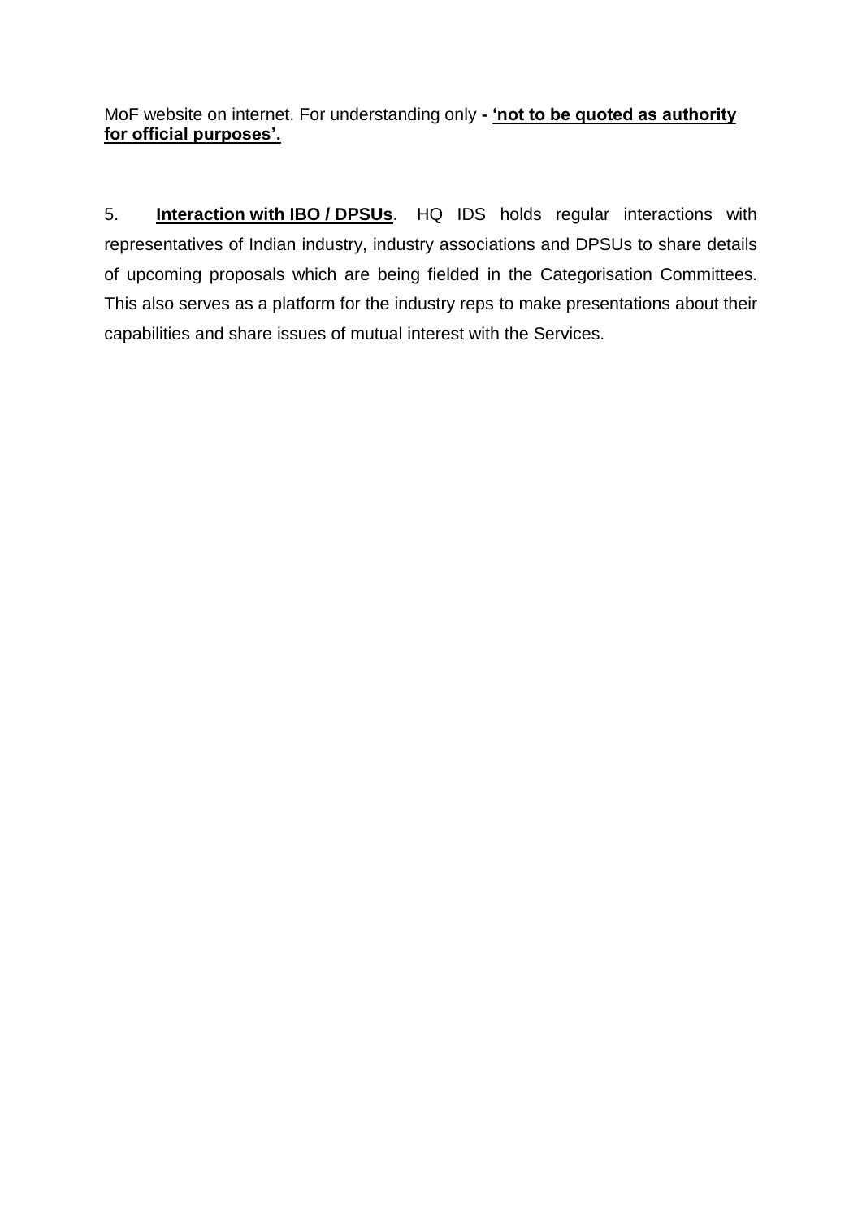MoF website on internet. For understanding only **- <u>'not to be quoted as authority for official purposes'.</u>**

5. **<u>Interaction with IBO / DPSUs</u>**. HQ IDS holds regular interactions with representatives of Indian industry, industry associations and DPSUs to share details of upcoming proposals which are being fielded in the Categorisation Committees. This also serves as a platform for the industry reps to make presentations about their capabilities and share issues of mutual interest with the Services.